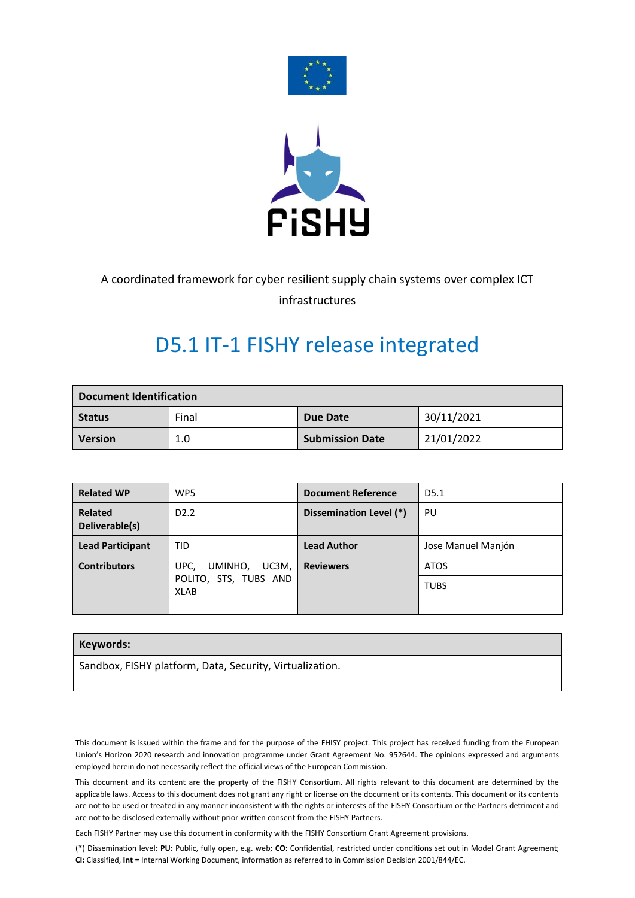FiSHY

A coordinated framework for cyber resilient supply chain systems over complex ICT infrastructures

# D5.1 IT-1 FISHY release integrated

| **Document Identification** | | | |
|---|---|---|---|
| **Status** | Final | **Due Date** | 30/11/2021 |
| **Version** | 1.0 | **Submission Date** | 21/01/2022 |

| **Related WP** | WP5 | **Document Reference** | D5.1 |
|---|---|---|---|
| **Related Deliverable(s)** | D2.2 | **Dissemination Level (*)** | PU |
| **Lead Participant** | TID | **Lead Author** | Jose Manuel Manjón |
| **Contributors** | UPC, UMINHO, UC3M, POLITO, STS, TUBS AND XLAB | **Reviewers** | ATOS |
| | | | TUBS |

| **Keywords:** |
|---|
| Sandbox, FISHY platform, Data, Security, Virtualization. |

This document is issued within the frame and for the purpose of the FHISY project. This project has received funding from the European Union's Horizon 2020 research and innovation programme under Grant Agreement No. 952644. The opinions expressed and arguments employed herein do not necessarily reflect the official views of the European Commission.

This document and its content are the property of the FISHY Consortium. All rights relevant to this document are determined by the applicable laws. Access to this document does not grant any right or license on the document or its contents. This document or its contents are not to be used or treated in any manner inconsistent with the rights or interests of the FISHY Consortium or the Partners detriment and are not to be disclosed externally without prior written consent from the FISHY Partners.

Each FISHY Partner may use this document in conformity with the FISHY Consortium Grant Agreement provisions.

(*) Dissemination level: **PU**: Public, fully open, e.g. web; **CO:** Confidential, restricted under conditions set out in Model Grant Agreement; **CI:** Classified, **Int =** Internal Working Document, information as referred to in Commission Decision 2001/844/EC.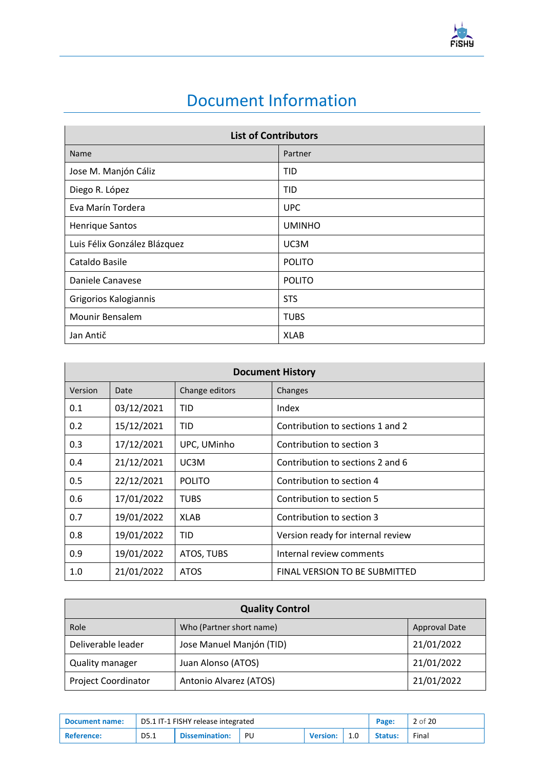# Document Information

| List of Contributors | |
|---|---|
| Name | Partner |
| Jose M. Manjón Cáliz | TID |
| Diego R. López | TID |
| Eva Marín Tordera | UPC |
| Henrique Santos | UMINHO |
| Luis Félix González Blázquez | UC3M |
| Cataldo Basile | POLITO |
| Daniele Canavese | POLITO |
| Grigorios Kalogiannis | STS |
| Mounir Bensalem | TUBS |
| Jan Antič | XLAB |

| Document History | | | |
|---|---|---|---|
| Version | Date | Change editors | Changes |
| 0.1 | 03/12/2021 | TID | Index |
| 0.2 | 15/12/2021 | TID | Contribution to sections 1 and 2 |
| 0.3 | 17/12/2021 | UPC, UMinho | Contribution to section 3 |
| 0.4 | 21/12/2021 | UC3M | Contribution to sections 2 and 6 |
| 0.5 | 22/12/2021 | POLITO | Contribution to section 4 |
| 0.6 | 17/01/2022 | TUBS | Contribution to section 5 |
| 0.7 | 19/01/2022 | XLAB | Contribution to section 3 |
| 0.8 | 19/01/2022 | TID | Version ready for internal review |
| 0.9 | 19/01/2022 | ATOS, TUBS | Internal review comments |
| 1.0 | 21/01/2022 | ATOS | FINAL VERSION TO BE SUBMITTED |

| Quality Control | | |
|---|---|---|
| Role | Who (Partner short name) | Approval Date |
| Deliverable leader | Jose Manuel Manjón (TID) | 21/01/2022 |
| Quality manager | Juan Alonso (ATOS) | 21/01/2022 |
| Project Coordinator | Antonio Alvarez (ATOS) | 21/01/2022 |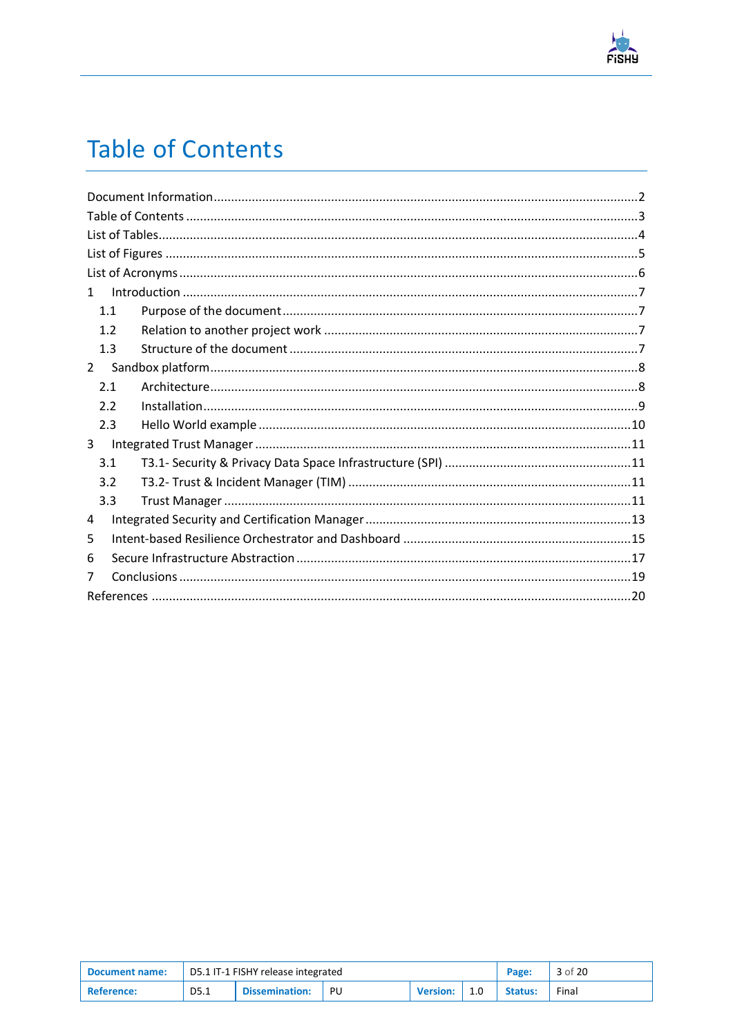# Table of Contents

Document Information ....................................................................................................................2
Table of Contents ..........................................................................................................................3
List of Tables..................................................................................................................................4
List of Figures ................................................................................................................................5
List of Acronyms ............................................................................................................................6
1 Introduction ...............................................................................................................................7
 1.1 Purpose of the document ......................................................................................................7
 1.2 Relation to another project work ..........................................................................................7
 1.3 Structure of the document ....................................................................................................7
2 Sandbox platform .......................................................................................................................8
 2.1 Architecture ..........................................................................................................................8
 2.2 Installation ............................................................................................................................9
 2.3 Hello World example ............................................................................................................10
3 Integrated Trust Manager ..........................................................................................................11
 3.1 T3.1- Security & Privacy Data Space Infrastructure (SPI) ......................................................11
 3.2 T3.2- Trust & Incident Manager (TIM) .................................................................................11
 3.3 Trust Manager ......................................................................................................................11
4 Integrated Security and Certification Manager ..........................................................................13
5 Intent-based Resilience Orchestrator and Dashboard ................................................................15
6 Secure Infrastructure Abstraction ..............................................................................................17
7 Conclusions ...............................................................................................................................19
References ....................................................................................................................................20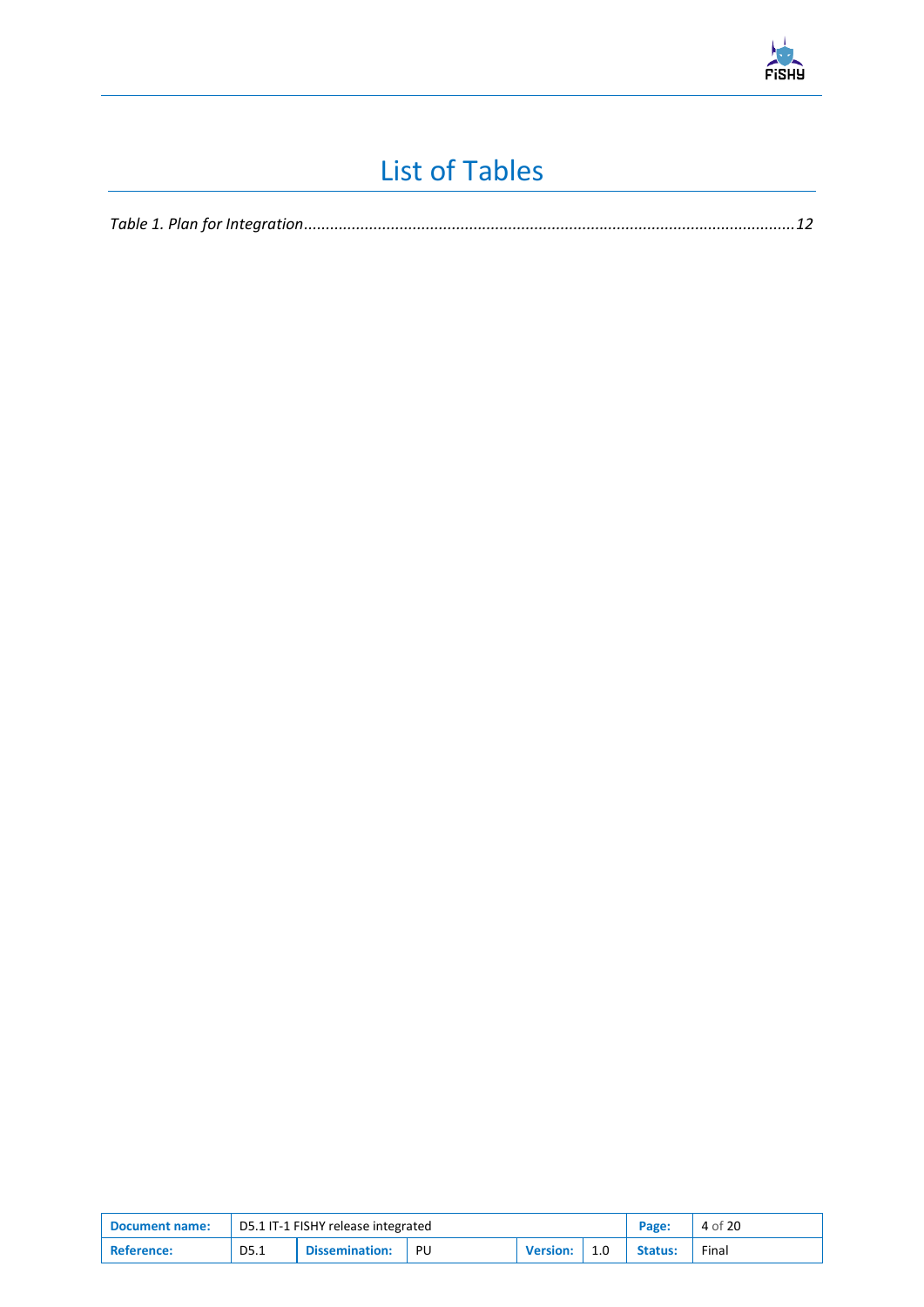# List of Tables

*Table 1. Plan for Integration...............................................................................................................12*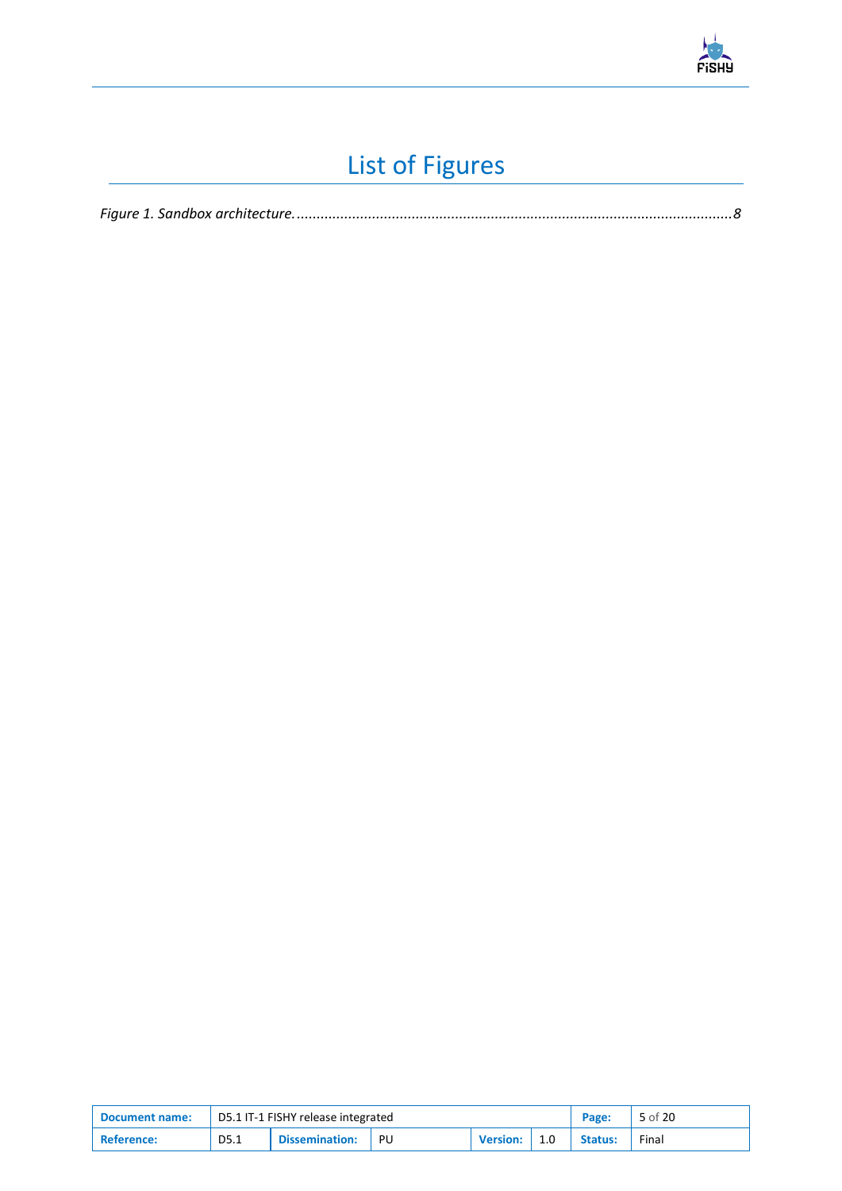# List of Figures

*Figure 1. Sandbox architecture.* ........................................................................................................... *8*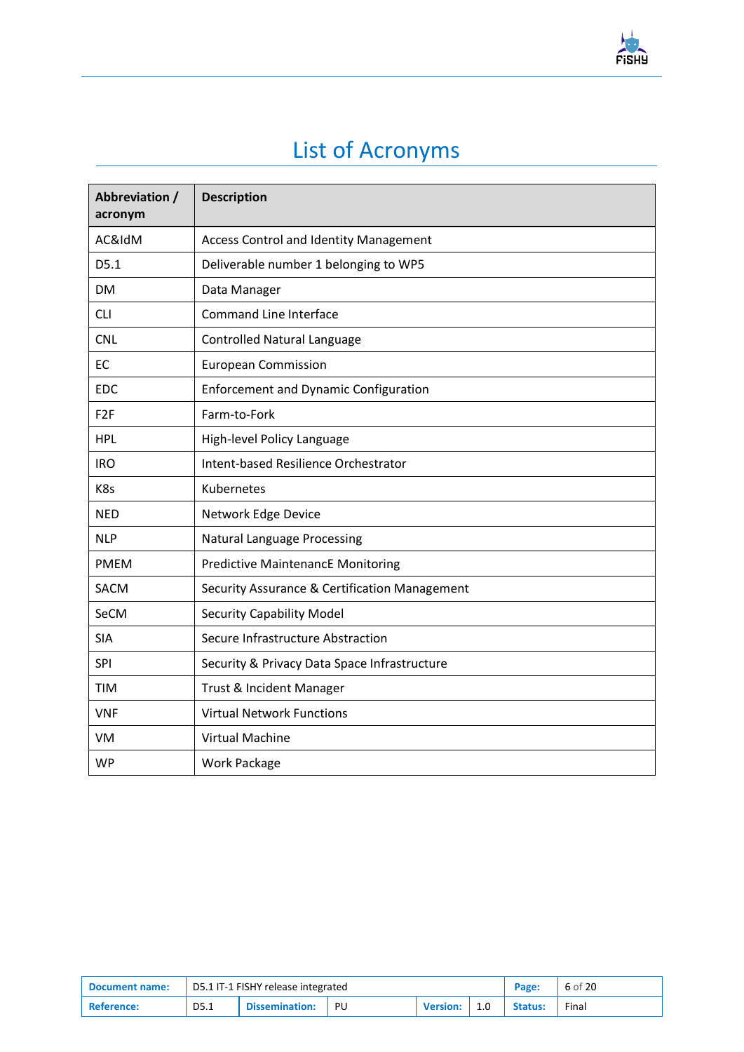# List of Acronyms

| Abbreviation / acronym | Description |
|---|---|
| AC&IdM | Access Control and Identity Management |
| D5.1 | Deliverable number 1 belonging to WP5 |
| DM | Data Manager |
| CLI | Command Line Interface |
| CNL | Controlled Natural Language |
| EC | European Commission |
| EDC | Enforcement and Dynamic Configuration |
| F2F | Farm-to-Fork |
| HPL | High-level Policy Language |
| IRO | Intent-based Resilience Orchestrator |
| K8s | Kubernetes |
| NED | Network Edge Device |
| NLP | Natural Language Processing |
| PMEM | Predictive MaintenancE Monitoring |
| SACM | Security Assurance & Certification Management |
| SeCM | Security Capability Model |
| SIA | Secure Infrastructure Abstraction |
| SPI | Security & Privacy Data Space Infrastructure |
| TIM | Trust & Incident Manager |
| VNF | Virtual Network Functions |
| VM | Virtual Machine |
| WP | Work Package |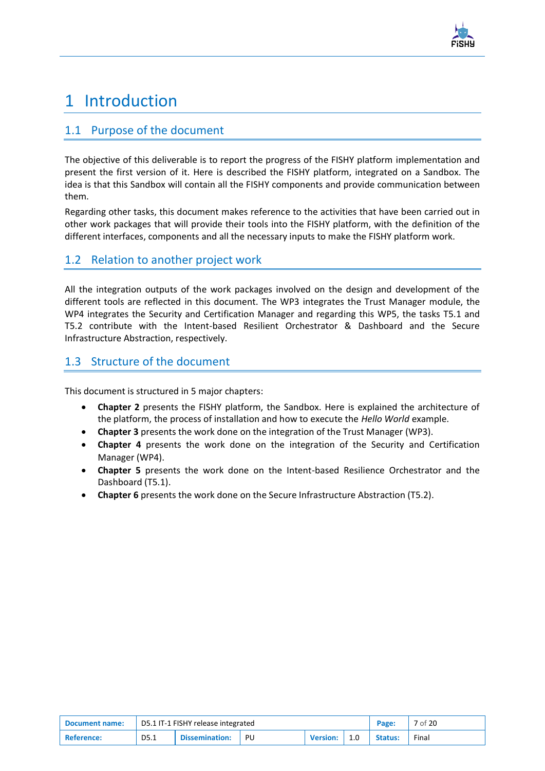# 1 Introduction

## 1.1 Purpose of the document

The objective of this deliverable is to report the progress of the FISHY platform implementation and present the first version of it. Here is described the FISHY platform, integrated on a Sandbox. The idea is that this Sandbox will contain all the FISHY components and provide communication between them.

Regarding other tasks, this document makes reference to the activities that have been carried out in other work packages that will provide their tools into the FISHY platform, with the definition of the different interfaces, components and all the necessary inputs to make the FISHY platform work.

## 1.2 Relation to another project work

All the integration outputs of the work packages involved on the design and development of the different tools are reflected in this document. The WP3 integrates the Trust Manager module, the WP4 integrates the Security and Certification Manager and regarding this WP5, the tasks T5.1 and T5.2 contribute with the Intent-based Resilient Orchestrator & Dashboard and the Secure Infrastructure Abstraction, respectively.

## 1.3 Structure of the document

This document is structured in 5 major chapters:

- **Chapter 2** presents the FISHY platform, the Sandbox. Here is explained the architecture of the platform, the process of installation and how to execute the *Hello World* example.
- **Chapter 3** presents the work done on the integration of the Trust Manager (WP3).
- **Chapter 4** presents the work done on the integration of the Security and Certification Manager (WP4).
- **Chapter 5** presents the work done on the Intent-based Resilience Orchestrator and the Dashboard (T5.1).
- **Chapter 6** presents the work done on the Secure Infrastructure Abstraction (T5.2).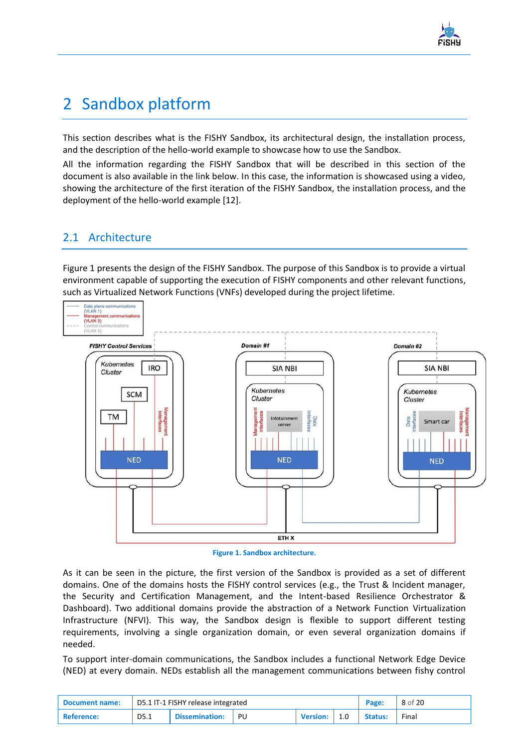# 2 Sandbox platform

This section describes what is the FISHY Sandbox, its architectural design, the installation process, and the description of the hello-world example to showcase how to use the Sandbox.

All the information regarding the FISHY Sandbox that will be described in this section of the document is also available in the link below. In this case, the information is showcased using a video, showing the architecture of the first iteration of the FISHY Sandbox, the installation process, and the deployment of the hello-world example [12].

## 2.1 Architecture

Figure 1 presents the design of the FISHY Sandbox. The purpose of this Sandbox is to provide a virtual environment capable of supporting the execution of FISHY components and other relevant functions, such as Virtualized Network Functions (VNFs) developed during the project lifetime.

Figure 1. Sandbox architecture.

As it can be seen in the picture, the first version of the Sandbox is provided as a set of different domains. One of the domains hosts the FISHY control services (e.g., the Trust & Incident manager, the Security and Certification Management, and the Intent-based Resilience Orchestrator & Dashboard). Two additional domains provide the abstraction of a Network Function Virtualization Infrastructure (NFVI). This way, the Sandbox design is flexible to support different testing requirements, involving a single organization domain, or even several organization domains if needed.

To support inter-domain communications, the Sandbox includes a functional Network Edge Device (NED) at every domain. NEDs establish all the management communications between fishy control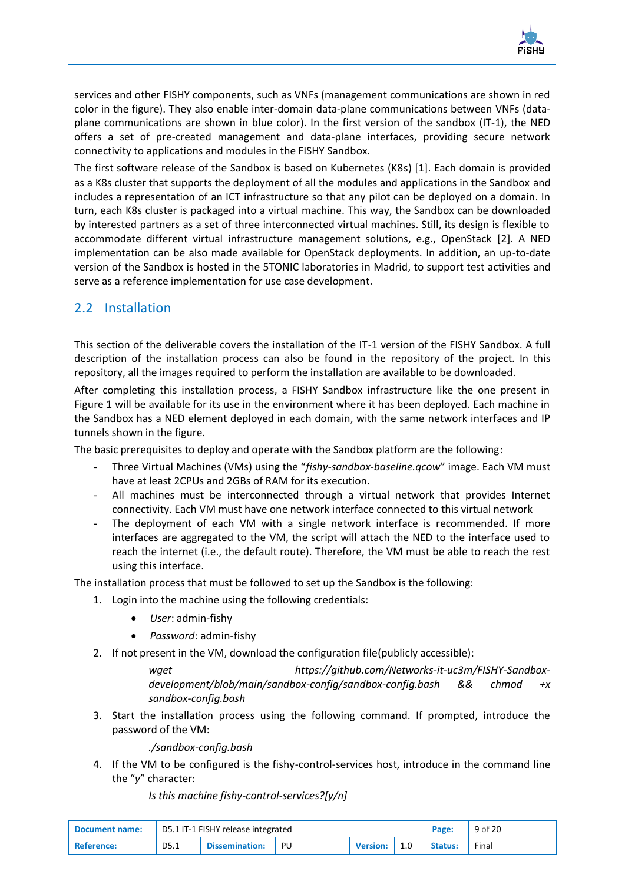services and other FISHY components, such as VNFs (management communications are shown in red color in the figure). They also enable inter-domain data-plane communications between VNFs (data-plane communications are shown in blue color). In the first version of the sandbox (IT-1), the NED offers a set of pre-created management and data-plane interfaces, providing secure network connectivity to applications and modules in the FISHY Sandbox.

The first software release of the Sandbox is based on Kubernetes (K8s) [1]. Each domain is provided as a K8s cluster that supports the deployment of all the modules and applications in the Sandbox and includes a representation of an ICT infrastructure so that any pilot can be deployed on a domain. In turn, each K8s cluster is packaged into a virtual machine. This way, the Sandbox can be downloaded by interested partners as a set of three interconnected virtual machines. Still, its design is flexible to accommodate different virtual infrastructure management solutions, e.g., OpenStack [2]. A NED implementation can be also made available for OpenStack deployments. In addition, an up-to-date version of the Sandbox is hosted in the 5TONIC laboratories in Madrid, to support test activities and serve as a reference implementation for use case development.

## 2.2 Installation

This section of the deliverable covers the installation of the IT-1 version of the FISHY Sandbox. A full description of the installation process can also be found in the repository of the project. In this repository, all the images required to perform the installation are available to be downloaded.

After completing this installation process, a FISHY Sandbox infrastructure like the one present in Figure 1 will be available for its use in the environment where it has been deployed. Each machine in the Sandbox has a NED element deployed in each domain, with the same network interfaces and IP tunnels shown in the figure.

The basic prerequisites to deploy and operate with the Sandbox platform are the following:

- Three Virtual Machines (VMs) using the "*fishy-sandbox-baseline.qcow*" image. Each VM must have at least 2CPUs and 2GBs of RAM for its execution.
- All machines must be interconnected through a virtual network that provides Internet connectivity. Each VM must have one network interface connected to this virtual network
- The deployment of each VM with a single network interface is recommended. If more interfaces are aggregated to the VM, the script will attach the NED to the interface used to reach the internet (i.e., the default route). Therefore, the VM must be able to reach the rest using this interface.

The installation process that must be followed to set up the Sandbox is the following:

1. Login into the machine using the following credentials:
    - *User*: admin-fishy
    - *Password*: admin-fishy
2. If not present in the VM, download the configuration file(publicly accessible):

    *wget https://github.com/Networks-it-uc3m/FISHY-Sandbox-development/blob/main/sandbox-config/sandbox-config.bash && chmod +x sandbox-config.bash*

3. Start the installation process using the following command. If prompted, introduce the password of the VM:

    *./sandbox-config.bash*

4. If the VM to be configured is the fishy-control-services host, introduce in the command line the "*y*" character:

    *Is this machine fishy-control-services?[y/n]*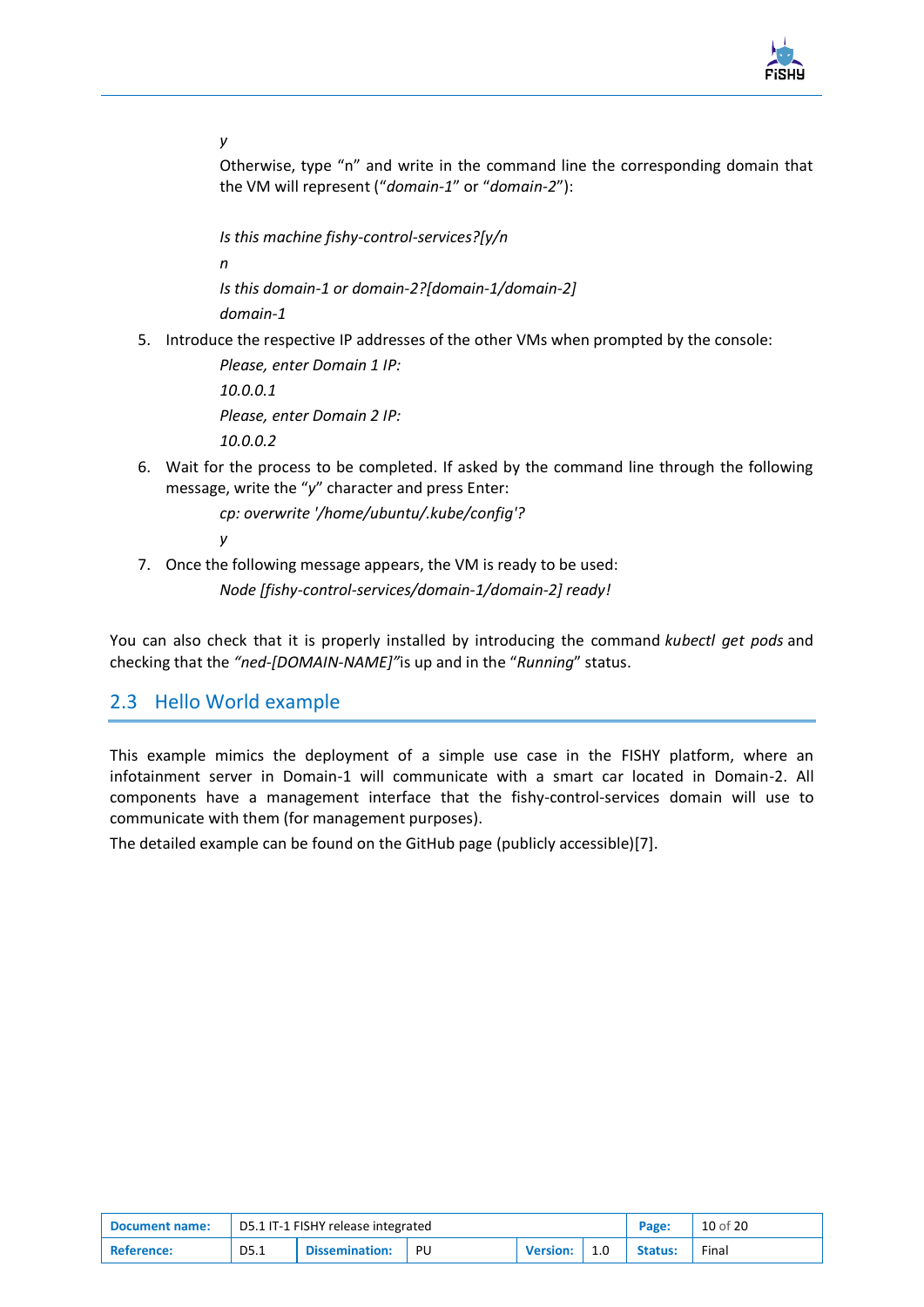*y*

Otherwise, type “n” and write in the command line the corresponding domain that the VM will represent (“*domain-1*” or “*domain-2*”):

*Is this machine fishy-control-services?[y/n*

*n*

*Is this domain-1 or domain-2?[domain-1/domain-2]*

*domain-1*

5. Introduce the respective IP addresses of the other VMs when prompted by the console:

   *Please, enter Domain 1 IP:*

   *10.0.0.1*

   *Please, enter Domain 2 IP:*

   *10.0.0.2*

6. Wait for the process to be completed. If asked by the command line through the following message, write the “*y*” character and press Enter:

   *cp: overwrite '/home/ubuntu/.kube/config'?*

   *y*

7. Once the following message appears, the VM is ready to be used:

   *Node [fishy-control-services/domain-1/domain-2] ready!*

You can also check that it is properly installed by introducing the command *kubectl get pods* and checking that the *“ned-[DOMAIN-NAME]”* is up and in the “*Running*” status.

## 2.3 Hello World example

This example mimics the deployment of a simple use case in the FISHY platform, where an infotainment server in Domain-1 will communicate with a smart car located in Domain-2. All components have a management interface that the fishy-control-services domain will use to communicate with them (for management purposes).

The detailed example can be found on the GitHub page (publicly accessible)[7].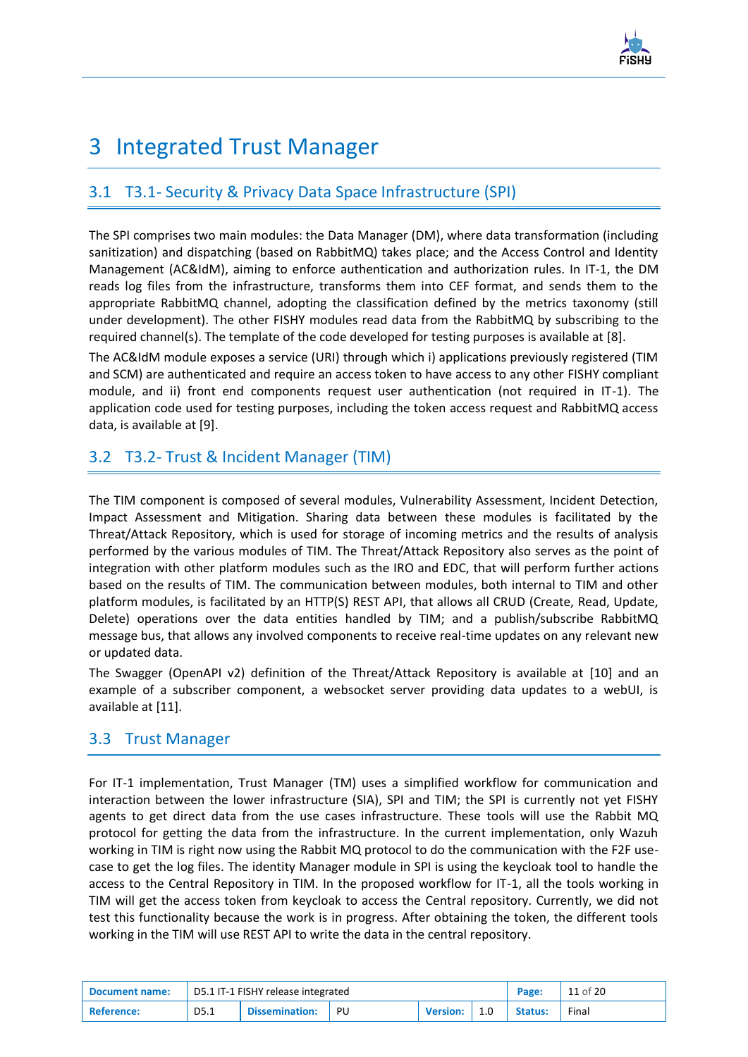# 3 Integrated Trust Manager

## 3.1 T3.1- Security & Privacy Data Space Infrastructure (SPI)

The SPI comprises two main modules: the Data Manager (DM), where data transformation (including sanitization) and dispatching (based on RabbitMQ) takes place; and the Access Control and Identity Management (AC&IdM), aiming to enforce authentication and authorization rules. In IT-1, the DM reads log files from the infrastructure, transforms them into CEF format, and sends them to the appropriate RabbitMQ channel, adopting the classification defined by the metrics taxonomy (still under development). The other FISHY modules read data from the RabbitMQ by subscribing to the required channel(s). The template of the code developed for testing purposes is available at [8].

The AC&IdM module exposes a service (URI) through which i) applications previously registered (TIM and SCM) are authenticated and require an access token to have access to any other FISHY compliant module, and ii) front end components request user authentication (not required in IT-1). The application code used for testing purposes, including the token access request and RabbitMQ access data, is available at [9].

## 3.2 T3.2- Trust & Incident Manager (TIM)

The TIM component is composed of several modules, Vulnerability Assessment, Incident Detection, Impact Assessment and Mitigation. Sharing data between these modules is facilitated by the Threat/Attack Repository, which is used for storage of incoming metrics and the results of analysis performed by the various modules of TIM. The Threat/Attack Repository also serves as the point of integration with other platform modules such as the IRO and EDC, that will perform further actions based on the results of TIM. The communication between modules, both internal to TIM and other platform modules, is facilitated by an HTTP(S) REST API, that allows all CRUD (Create, Read, Update, Delete) operations over the data entities handled by TIM; and a publish/subscribe RabbitMQ message bus, that allows any involved components to receive real-time updates on any relevant new or updated data.

The Swagger (OpenAPI v2) definition of the Threat/Attack Repository is available at [10] and an example of a subscriber component, a websocket server providing data updates to a webUI, is available at [11].

## 3.3 Trust Manager

For IT-1 implementation, Trust Manager (TM) uses a simplified workflow for communication and interaction between the lower infrastructure (SIA), SPI and TIM; the SPI is currently not yet FISHY agents to get direct data from the use cases infrastructure. These tools will use the Rabbit MQ protocol for getting the data from the infrastructure. In the current implementation, only Wazuh working in TIM is right now using the Rabbit MQ protocol to do the communication with the F2F use-case to get the log files. The identity Manager module in SPI is using the keycloak tool to handle the access to the Central Repository in TIM. In the proposed workflow for IT-1, all the tools working in TIM will get the access token from keycloak to access the Central repository. Currently, we did not test this functionality because the work is in progress. After obtaining the token, the different tools working in the TIM will use REST API to write the data in the central repository.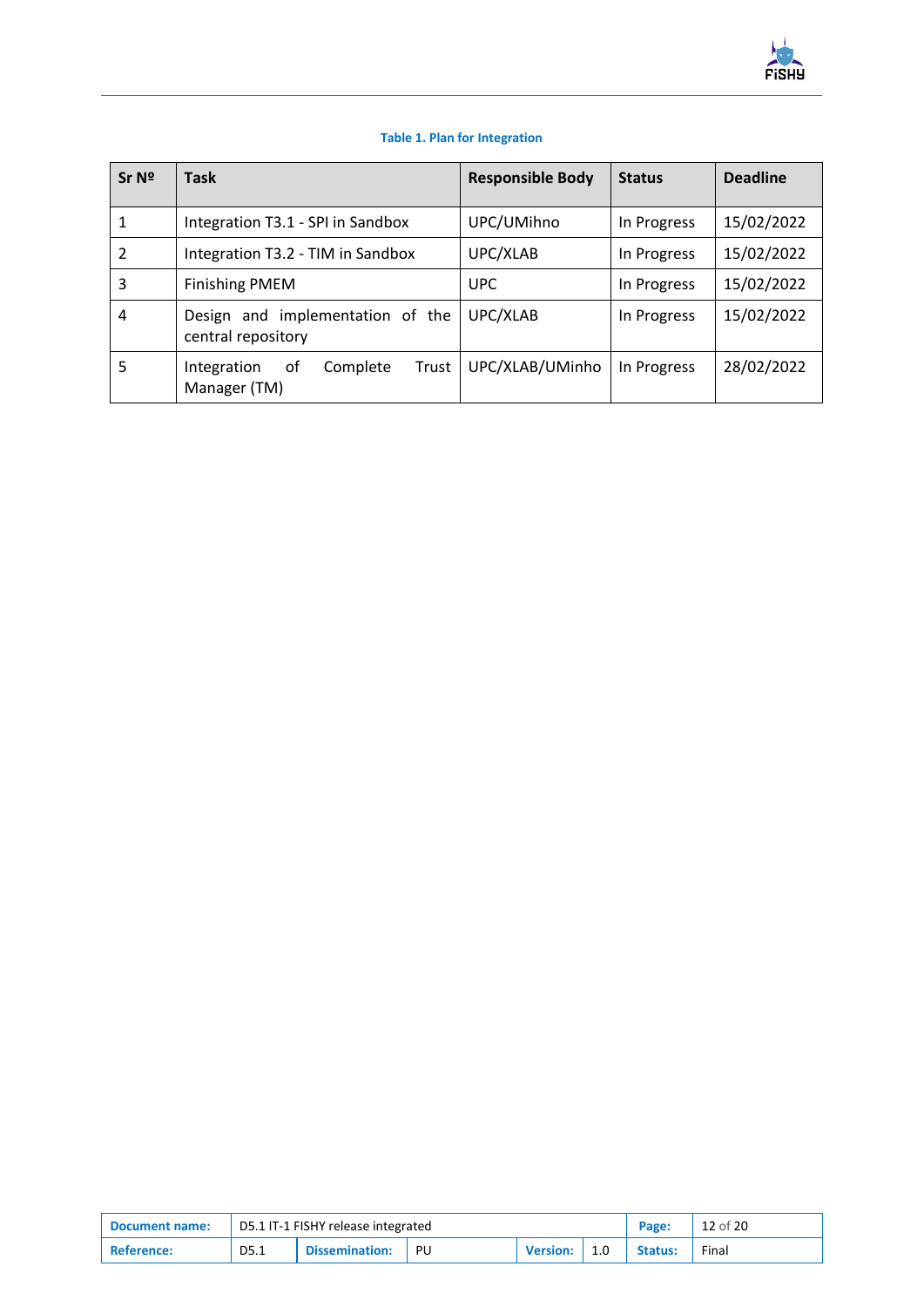**Table 1. Plan for Integration**

| Sr Nº | Task | Responsible Body | Status | Deadline |
|---|---|---|---|---|
| 1 | Integration T3.1 - SPI in Sandbox | UPC/UMihno | In Progress | 15/02/2022 |
| 2 | Integration T3.2 - TIM in Sandbox | UPC/XLAB | In Progress | 15/02/2022 |
| 3 | Finishing PMEM | UPC | In Progress | 15/02/2022 |
| 4 | Design and implementation of the central repository | UPC/XLAB | In Progress | 15/02/2022 |
| 5 | Integration of Complete Trust Manager (TM) | UPC/XLAB/UMinho | In Progress | 28/02/2022 |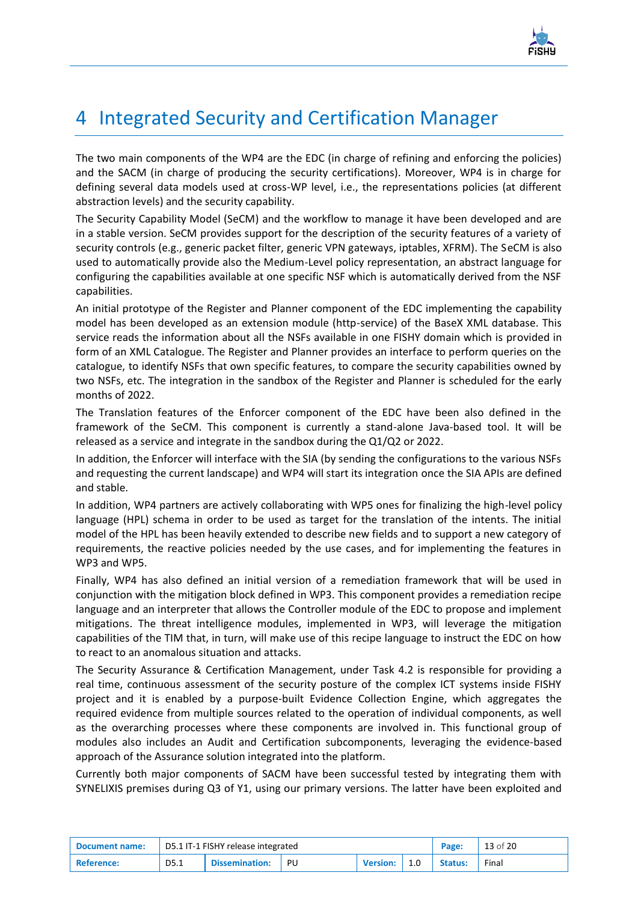# 4 Integrated Security and Certification Manager

The two main components of the WP4 are the EDC (in charge of refining and enforcing the policies) and the SACM (in charge of producing the security certifications). Moreover, WP4 is in charge for defining several data models used at cross-WP level, i.e., the representations policies (at different abstraction levels) and the security capability.

The Security Capability Model (SeCM) and the workflow to manage it have been developed and are in a stable version. SeCM provides support for the description of the security features of a variety of security controls (e.g., generic packet filter, generic VPN gateways, iptables, XFRM). The SeCM is also used to automatically provide also the Medium-Level policy representation, an abstract language for configuring the capabilities available at one specific NSF which is automatically derived from the NSF capabilities.

An initial prototype of the Register and Planner component of the EDC implementing the capability model has been developed as an extension module (http-service) of the BaseX XML database. This service reads the information about all the NSFs available in one FISHY domain which is provided in form of an XML Catalogue. The Register and Planner provides an interface to perform queries on the catalogue, to identify NSFs that own specific features, to compare the security capabilities owned by two NSFs, etc. The integration in the sandbox of the Register and Planner is scheduled for the early months of 2022.

The Translation features of the Enforcer component of the EDC have been also defined in the framework of the SeCM. This component is currently a stand-alone Java-based tool. It will be released as a service and integrate in the sandbox during the Q1/Q2 or 2022.

In addition, the Enforcer will interface with the SIA (by sending the configurations to the various NSFs and requesting the current landscape) and WP4 will start its integration once the SIA APIs are defined and stable.

In addition, WP4 partners are actively collaborating with WP5 ones for finalizing the high-level policy language (HPL) schema in order to be used as target for the translation of the intents. The initial model of the HPL has been heavily extended to describe new fields and to support a new category of requirements, the reactive policies needed by the use cases, and for implementing the features in WP3 and WP5.

Finally, WP4 has also defined an initial version of a remediation framework that will be used in conjunction with the mitigation block defined in WP3. This component provides a remediation recipe language and an interpreter that allows the Controller module of the EDC to propose and implement mitigations. The threat intelligence modules, implemented in WP3, will leverage the mitigation capabilities of the TIM that, in turn, will make use of this recipe language to instruct the EDC on how to react to an anomalous situation and attacks.

The Security Assurance & Certification Management, under Task 4.2 is responsible for providing a real time, continuous assessment of the security posture of the complex ICT systems inside FISHY project and it is enabled by a purpose-built Evidence Collection Engine, which aggregates the required evidence from multiple sources related to the operation of individual components, as well as the overarching processes where these components are involved in. This functional group of modules also includes an Audit and Certification subcomponents, leveraging the evidence-based approach of the Assurance solution integrated into the platform.

Currently both major components of SACM have been successful tested by integrating them with SYNELIXIS premises during Q3 of Y1, using our primary versions. The latter have been exploited and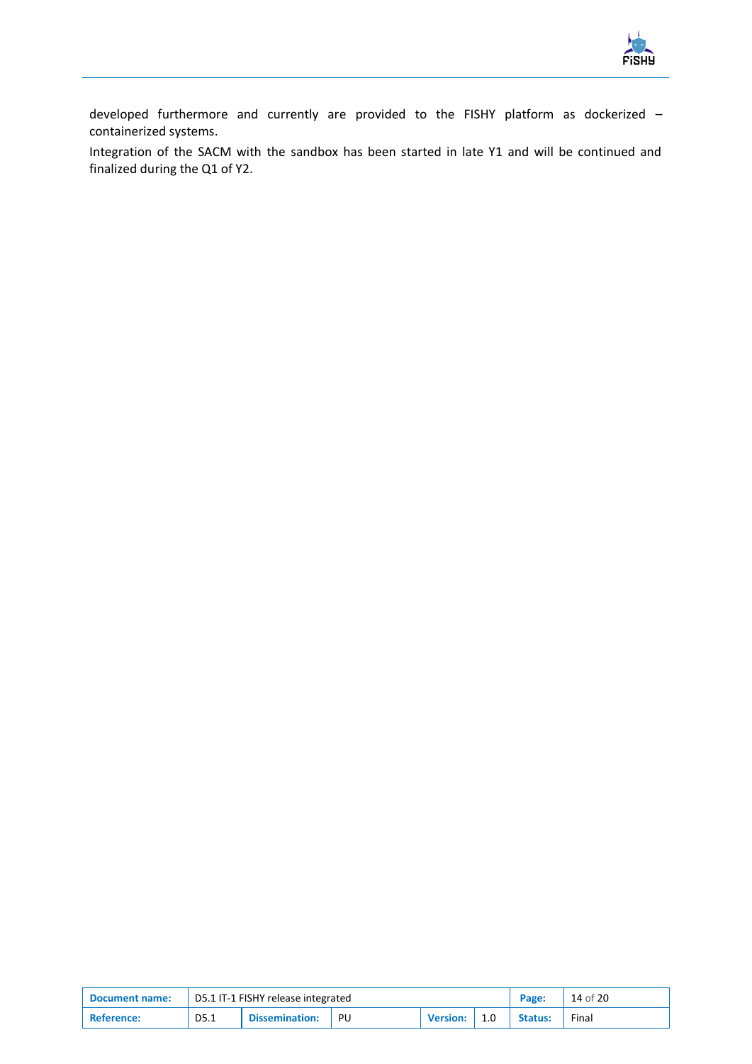developed furthermore and currently are provided to the FISHY platform as dockerized – containerized systems.

Integration of the SACM with the sandbox has been started in late Y1 and will be continued and finalized during the Q1 of Y2.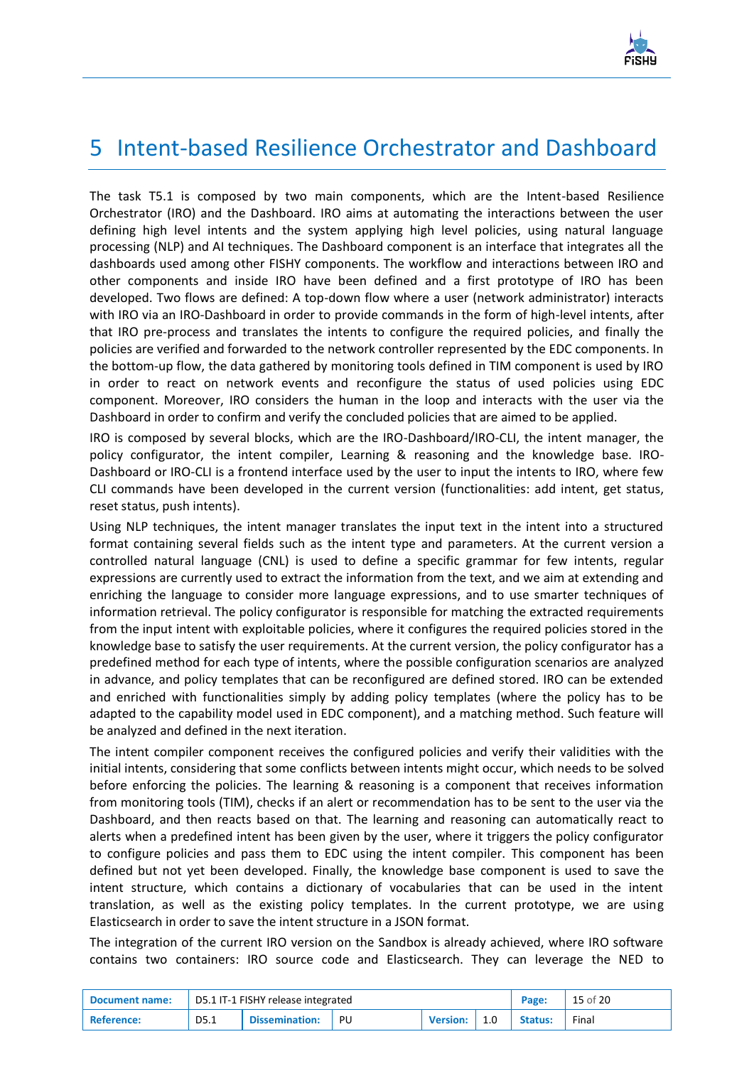# 5 Intent-based Resilience Orchestrator and Dashboard

The task T5.1 is composed by two main components, which are the Intent-based Resilience Orchestrator (IRO) and the Dashboard. IRO aims at automating the interactions between the user defining high level intents and the system applying high level policies, using natural language processing (NLP) and AI techniques. The Dashboard component is an interface that integrates all the dashboards used among other FISHY components. The workflow and interactions between IRO and other components and inside IRO have been defined and a first prototype of IRO has been developed. Two flows are defined: A top-down flow where a user (network administrator) interacts with IRO via an IRO-Dashboard in order to provide commands in the form of high-level intents, after that IRO pre-process and translates the intents to configure the required policies, and finally the policies are verified and forwarded to the network controller represented by the EDC components. In the bottom-up flow, the data gathered by monitoring tools defined in TIM component is used by IRO in order to react on network events and reconfigure the status of used policies using EDC component. Moreover, IRO considers the human in the loop and interacts with the user via the Dashboard in order to confirm and verify the concluded policies that are aimed to be applied.

IRO is composed by several blocks, which are the IRO-Dashboard/IRO-CLI, the intent manager, the policy configurator, the intent compiler, Learning & reasoning and the knowledge base. IRO-Dashboard or IRO-CLI is a frontend interface used by the user to input the intents to IRO, where few CLI commands have been developed in the current version (functionalities: add intent, get status, reset status, push intents).

Using NLP techniques, the intent manager translates the input text in the intent into a structured format containing several fields such as the intent type and parameters. At the current version a controlled natural language (CNL) is used to define a specific grammar for few intents, regular expressions are currently used to extract the information from the text, and we aim at extending and enriching the language to consider more language expressions, and to use smarter techniques of information retrieval. The policy configurator is responsible for matching the extracted requirements from the input intent with exploitable policies, where it configures the required policies stored in the knowledge base to satisfy the user requirements. At the current version, the policy configurator has a predefined method for each type of intents, where the possible configuration scenarios are analyzed in advance, and policy templates that can be reconfigured are defined stored. IRO can be extended and enriched with functionalities simply by adding policy templates (where the policy has to be adapted to the capability model used in EDC component), and a matching method. Such feature will be analyzed and defined in the next iteration.

The intent compiler component receives the configured policies and verify their validities with the initial intents, considering that some conflicts between intents might occur, which needs to be solved before enforcing the policies. The learning & reasoning is a component that receives information from monitoring tools (TIM), checks if an alert or recommendation has to be sent to the user via the Dashboard, and then reacts based on that. The learning and reasoning can automatically react to alerts when a predefined intent has been given by the user, where it triggers the policy configurator to configure policies and pass them to EDC using the intent compiler. This component has been defined but not yet been developed. Finally, the knowledge base component is used to save the intent structure, which contains a dictionary of vocabularies that can be used in the intent translation, as well as the existing policy templates. In the current prototype, we are using Elasticsearch in order to save the intent structure in a JSON format.

The integration of the current IRO version on the Sandbox is already achieved, where IRO software contains two containers: IRO source code and Elasticsearch. They can leverage the NED to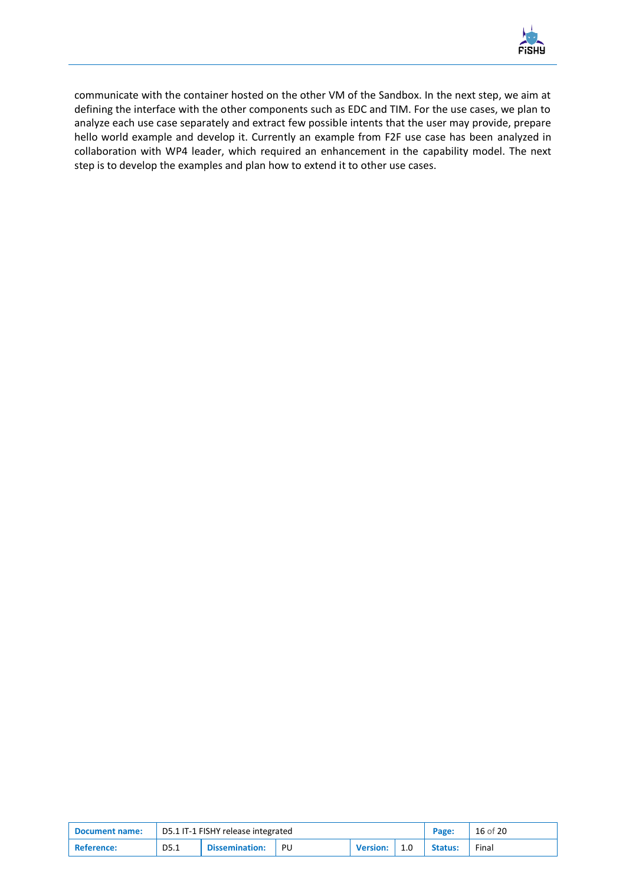communicate with the container hosted on the other VM of the Sandbox. In the next step, we aim at defining the interface with the other components such as EDC and TIM. For the use cases, we plan to analyze each use case separately and extract few possible intents that the user may provide, prepare hello world example and develop it. Currently an example from F2F use case has been analyzed in collaboration with WP4 leader, which required an enhancement in the capability model. The next step is to develop the examples and plan how to extend it to other use cases.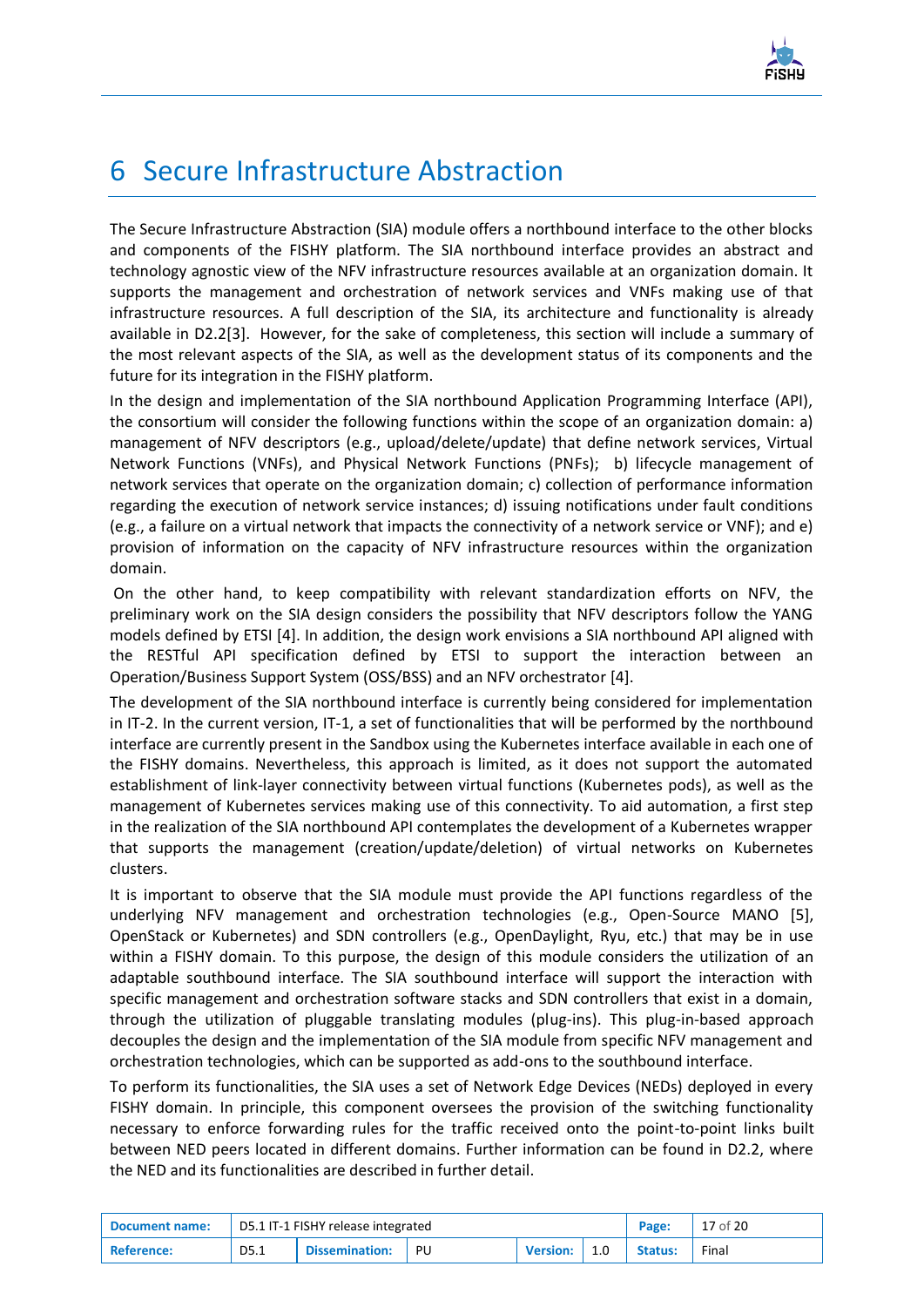# 6 Secure Infrastructure Abstraction

The Secure Infrastructure Abstraction (SIA) module offers a northbound interface to the other blocks and components of the FISHY platform. The SIA northbound interface provides an abstract and technology agnostic view of the NFV infrastructure resources available at an organization domain. It supports the management and orchestration of network services and VNFs making use of that infrastructure resources. A full description of the SIA, its architecture and functionality is already available in D2.2[3]. However, for the sake of completeness, this section will include a summary of the most relevant aspects of the SIA, as well as the development status of its components and the future for its integration in the FISHY platform.

In the design and implementation of the SIA northbound Application Programming Interface (API), the consortium will consider the following functions within the scope of an organization domain: a) management of NFV descriptors (e.g., upload/delete/update) that define network services, Virtual Network Functions (VNFs), and Physical Network Functions (PNFs); b) lifecycle management of network services that operate on the organization domain; c) collection of performance information regarding the execution of network service instances; d) issuing notifications under fault conditions (e.g., a failure on a virtual network that impacts the connectivity of a network service or VNF); and e) provision of information on the capacity of NFV infrastructure resources within the organization domain.

On the other hand, to keep compatibility with relevant standardization efforts on NFV, the preliminary work on the SIA design considers the possibility that NFV descriptors follow the YANG models defined by ETSI [4]. In addition, the design work envisions a SIA northbound API aligned with the RESTful API specification defined by ETSI to support the interaction between an Operation/Business Support System (OSS/BSS) and an NFV orchestrator [4].

The development of the SIA northbound interface is currently being considered for implementation in IT-2. In the current version, IT-1, a set of functionalities that will be performed by the northbound interface are currently present in the Sandbox using the Kubernetes interface available in each one of the FISHY domains. Nevertheless, this approach is limited, as it does not support the automated establishment of link-layer connectivity between virtual functions (Kubernetes pods), as well as the management of Kubernetes services making use of this connectivity. To aid automation, a first step in the realization of the SIA northbound API contemplates the development of a Kubernetes wrapper that supports the management (creation/update/deletion) of virtual networks on Kubernetes clusters.

It is important to observe that the SIA module must provide the API functions regardless of the underlying NFV management and orchestration technologies (e.g., Open-Source MANO [5], OpenStack or Kubernetes) and SDN controllers (e.g., OpenDaylight, Ryu, etc.) that may be in use within a FISHY domain. To this purpose, the design of this module considers the utilization of an adaptable southbound interface. The SIA southbound interface will support the interaction with specific management and orchestration software stacks and SDN controllers that exist in a domain, through the utilization of pluggable translating modules (plug-ins). This plug-in-based approach decouples the design and the implementation of the SIA module from specific NFV management and orchestration technologies, which can be supported as add-ons to the southbound interface.

To perform its functionalities, the SIA uses a set of Network Edge Devices (NEDs) deployed in every FISHY domain. In principle, this component oversees the provision of the switching functionality necessary to enforce forwarding rules for the traffic received onto the point-to-point links built between NED peers located in different domains. Further information can be found in D2.2, where the NED and its functionalities are described in further detail.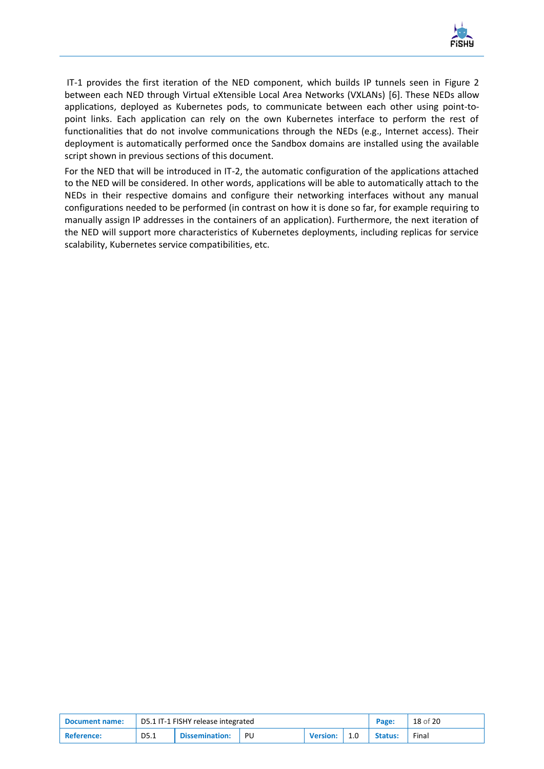IT-1 provides the first iteration of the NED component, which builds IP tunnels seen in Figure 2 between each NED through Virtual eXtensible Local Area Networks (VXLANs) [6]. These NEDs allow applications, deployed as Kubernetes pods, to communicate between each other using point-to-point links. Each application can rely on the own Kubernetes interface to perform the rest of functionalities that do not involve communications through the NEDs (e.g., Internet access). Their deployment is automatically performed once the Sandbox domains are installed using the available script shown in previous sections of this document.

For the NED that will be introduced in IT-2, the automatic configuration of the applications attached to the NED will be considered. In other words, applications will be able to automatically attach to the NEDs in their respective domains and configure their networking interfaces without any manual configurations needed to be performed (in contrast on how it is done so far, for example requiring to manually assign IP addresses in the containers of an application). Furthermore, the next iteration of the NED will support more characteristics of Kubernetes deployments, including replicas for service scalability, Kubernetes service compatibilities, etc.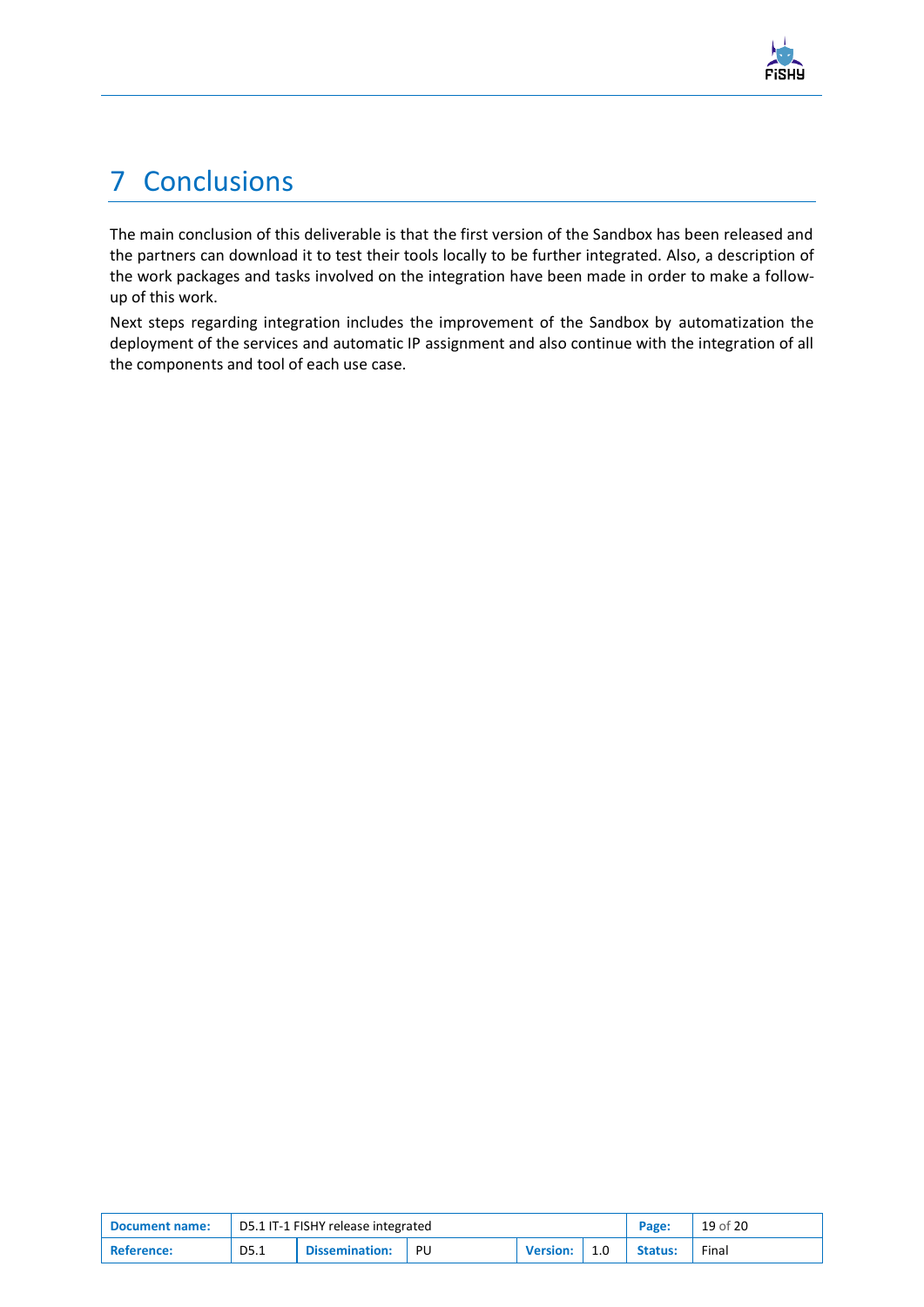# 7 Conclusions

The main conclusion of this deliverable is that the first version of the Sandbox has been released and the partners can download it to test their tools locally to be further integrated. Also, a description of the work packages and tasks involved on the integration have been made in order to make a follow-up of this work.

Next steps regarding integration includes the improvement of the Sandbox by automatization the deployment of the services and automatic IP assignment and also continue with the integration of all the components and tool of each use case.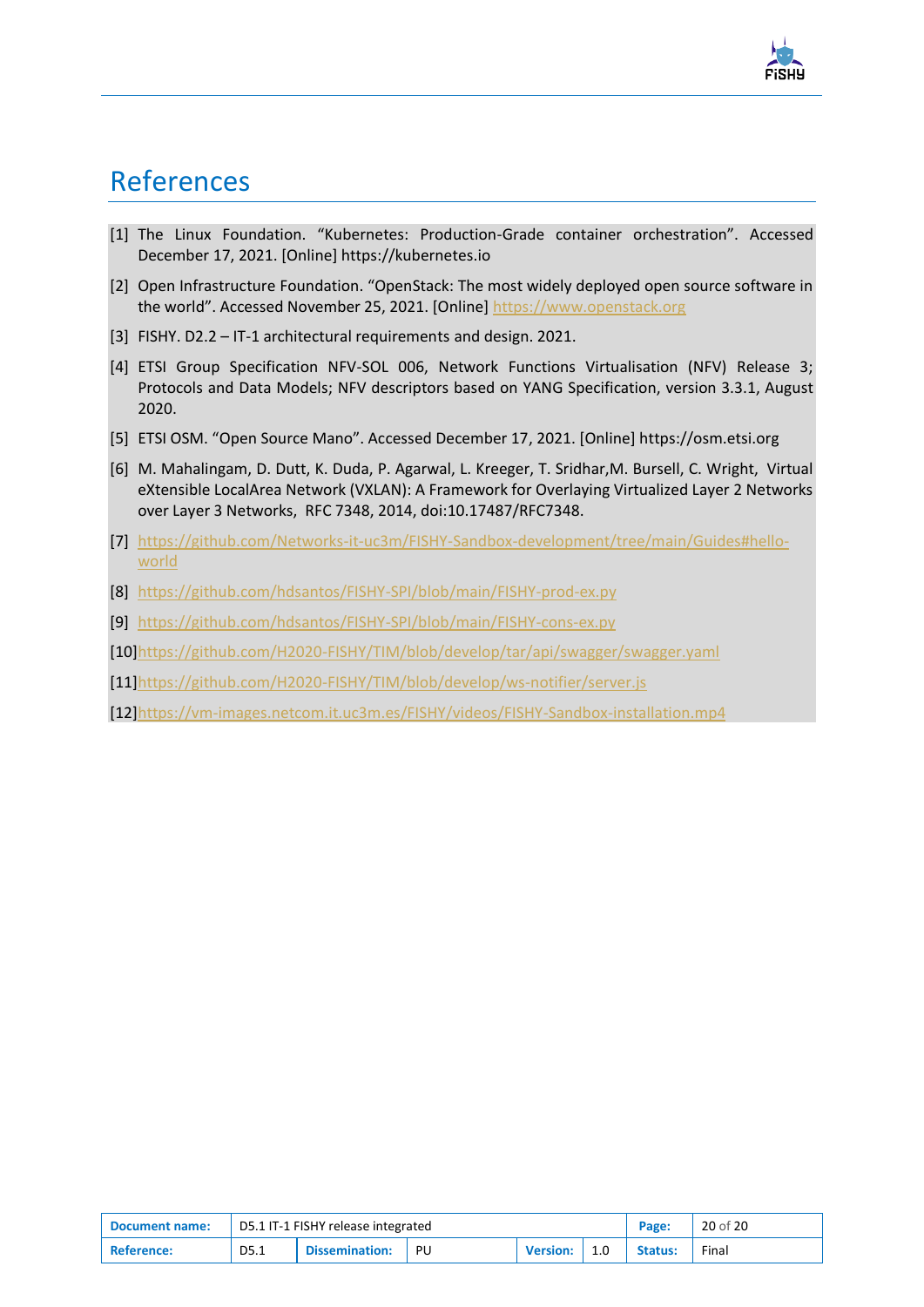# References

[1] The Linux Foundation. "Kubernetes: Production-Grade container orchestration". Accessed December 17, 2021. [Online] https://kubernetes.io

[2] Open Infrastructure Foundation. "OpenStack: The most widely deployed open source software in the world". Accessed November 25, 2021. [Online] https://www.openstack.org

[3] FISHY. D2.2 – IT-1 architectural requirements and design. 2021.

[4] ETSI Group Specification NFV-SOL 006, Network Functions Virtualisation (NFV) Release 3; Protocols and Data Models; NFV descriptors based on YANG Specification, version 3.3.1, August 2020.

[5] ETSI OSM. "Open Source Mano". Accessed December 17, 2021. [Online] https://osm.etsi.org

[6] M. Mahalingam, D. Dutt, K. Duda, P. Agarwal, L. Kreeger, T. Sridhar,M. Bursell, C. Wright, Virtual eXtensible LocalArea Network (VXLAN): A Framework for Overlaying Virtualized Layer 2 Networks over Layer 3 Networks, RFC 7348, 2014, doi:10.17487/RFC7348.

[7] https://github.com/Networks-it-uc3m/FISHY-Sandbox-development/tree/main/Guides#hello-world

[8] https://github.com/hdsantos/FISHY-SPI/blob/main/FISHY-prod-ex.py

[9] https://github.com/hdsantos/FISHY-SPI/blob/main/FISHY-cons-ex.py

[10] https://github.com/H2020-FISHY/TIM/blob/develop/tar/api/swagger/swagger.yaml

[11] https://github.com/H2020-FISHY/TIM/blob/develop/ws-notifier/server.js

[12] https://vm-images.netcom.it.uc3m.es/FISHY/videos/FISHY-Sandbox-installation.mp4